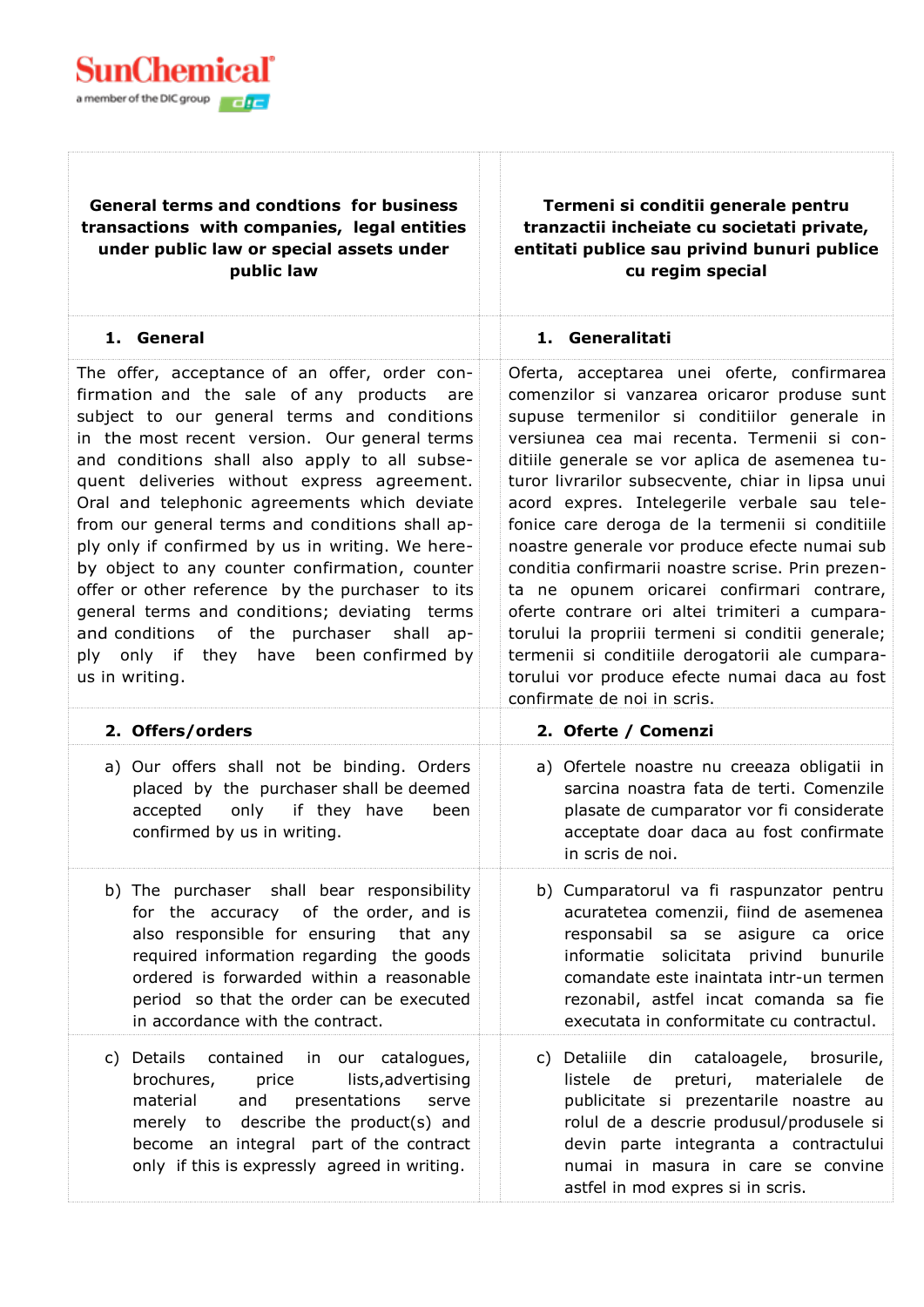SunChemical
a member of the DIC group

| General terms and condtions for business transactions with companies, legal entities under public law or special assets under public law | Termeni si conditii generale pentru tranzactii incheiate cu societati private, entitati publice sau privind bunuri publice cu regim special |
|---|---|
| **1. General** | **1. Generalitati** |
| The offer, acceptance of an offer, order confirmation and the sale of any products are subject to our general terms and conditions in the most recent version. Our general terms and conditions shall also apply to all subsequent deliveries without express agreement. Oral and telephonic agreements which deviate from our general terms and conditions shall apply only if confirmed by us in writing. We hereby object to any counter confirmation, counter offer or other reference by the purchaser to its general terms and conditions; deviating terms and conditions of the purchaser shall apply only if they have been confirmed by us in writing. | Oferta, acceptarea unei oferte, confirmarea comenzilor si vanzarea oricaror produse sunt supuse termenilor si conditiilor generale in versiunea cea mai recenta. Termenii si conditiile generale se vor aplica de asemenea tuturor livrarilor subsecvente, chiar in lipsa unui acord expres. Intelegerile verbale sau telefonice care deroga de la termenii si conditiile noastre generale vor produce efecte numai sub conditia confirmarii noastre scrise. Prin prezenta ne opunem oricarei confirmari contrare, oferte contrare ori altei trimiteri a cumparatorului la propriii termeni si conditii generale; termenii si conditiile derogatorii ale cumparatorului vor produce efecte numai daca au fost confirmate de noi in scris. |
| **2. Offers/orders** | **2. Oferte / Comenzi** |
| a) Our offers shall not be binding. Orders placed by the purchaser shall be deemed accepted only if they have been confirmed by us in writing. | a) Ofertele noastre nu creeaza obligatii in sarcina noastra fata de terti. Comenzile plasate de cumparator vor fi considerate acceptate doar daca au fost confirmate in scris de noi. |
| b) The purchaser shall bear responsibility for the accuracy of the order, and is also responsible for ensuring that any required information regarding the goods ordered is forwarded within a reasonable period so that the order can be executed in accordance with the contract. | b) Cumparatorul va fi raspunzator pentru acuratetea comenzii, fiind de asemenea responsabil sa se asigure ca orice informatie solicitata privind bunurile comandate este inaintata intr-un termen rezonabil, astfel incat comanda sa fie executata in conformitate cu contractul. |
| c) Details contained in our catalogues, brochures, price lists,advertising material and presentations serve merely to describe the product(s) and become an integral part of the contract only if this is expressly agreed in writing. | c) Detaliile din cataloagele, brosurile, listele de preturi, materialele de publicitate si prezentarile noastre au rolul de a descrie produsul/produsele si devin parte integranta a contractului numai in masura in care se convine astfel in mod expres si in scris. |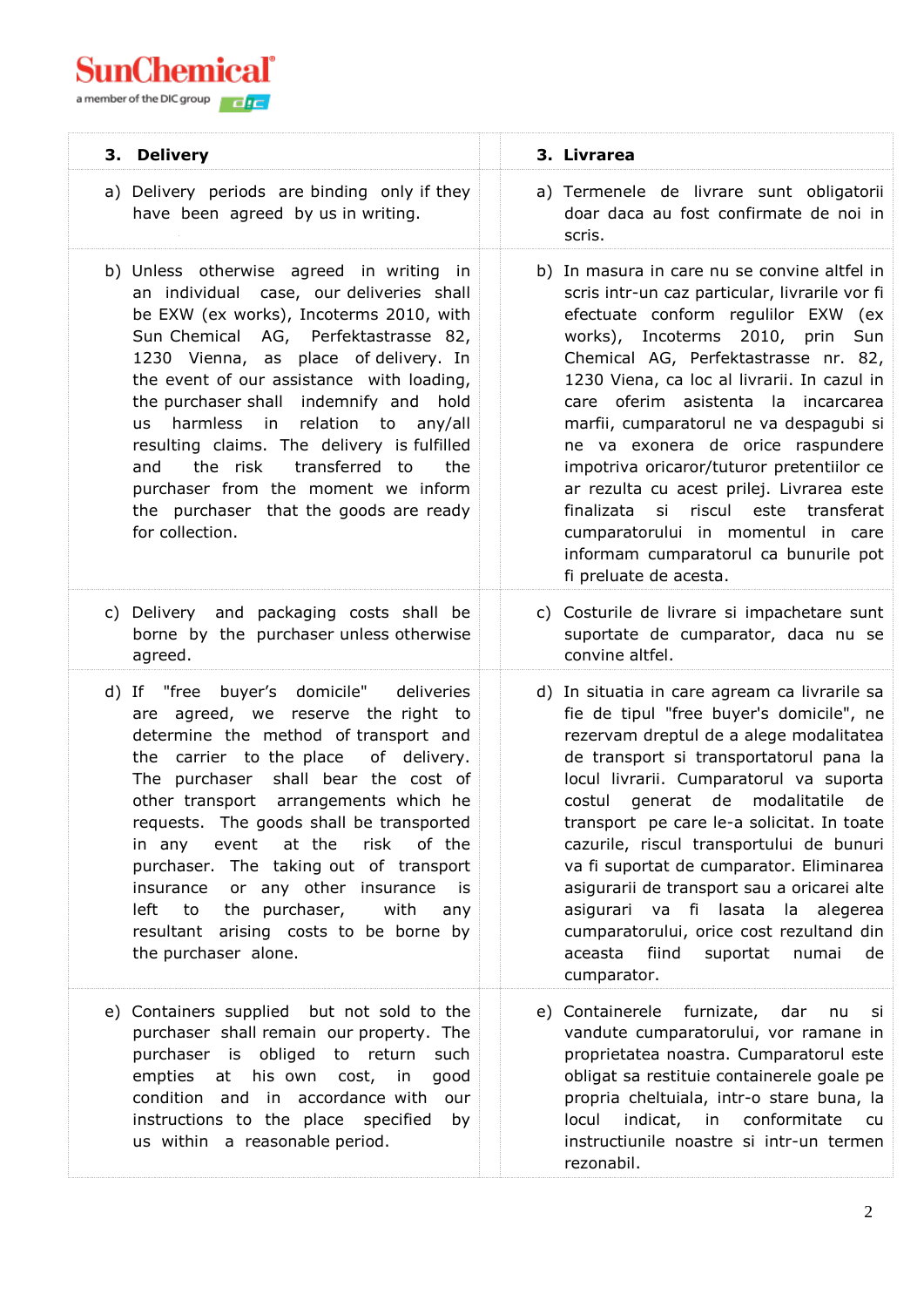| 3. Delivery | 3. Livrarea |
|---|---|
| a) Delivery periods are binding only if they have been agreed by us in writing. | a) Termenele de livrare sunt obligatorii doar daca au fost confirmate de noi in scris. |
| b) Unless otherwise agreed in writing in an individual case, our deliveries shall be EXW (ex works), Incoterms 2010, with Sun Chemical AG, Perfektastrasse 82, 1230 Vienna, as place of delivery. In the event of our assistance with loading, the purchaser shall indemnify and hold us harmless in relation to any/all resulting claims. The delivery is fulfilled and the risk transferred to the purchaser from the moment we inform the purchaser that the goods are ready for collection. | b) In masura in care nu se convine altfel in scris intr-un caz particular, livrarile vor fi efectuate conform regulilor EXW (ex works), Incoterms 2010, prin Sun Chemical AG, Perfektastrasse nr. 82, 1230 Viena, ca loc al livrarii. In cazul in care oferim asistenta la incarcarea marfii, cumparatorul ne va despagubi si ne va exonera de orice raspundere impotriva oricaror/tuturor pretentiilor ce ar rezulta cu acest prilej. Livrarea este finalizata si riscul este transferat cumparatorului in momentul in care informam cumparatorul ca bunurile pot fi preluate de acesta. |
| c) Delivery and packaging costs shall be borne by the purchaser unless otherwise agreed. | c) Costurile de livrare si impachetare sunt suportate de cumparator, daca nu se convine altfel. |
| d) If "free buyer's domicile" deliveries are agreed, we reserve the right to determine the method of transport and the carrier to the place of delivery. The purchaser shall bear the cost of other transport arrangements which he requests. The goods shall be transported in any event at the risk of the purchaser. The taking out of transport insurance or any other insurance is left to the purchaser, with any resultant arising costs to be borne by the purchaser alone. | d) In situatia in care agream ca livrarile sa fie de tipul "free buyer's domicile", ne rezervam dreptul de a alege modalitatea de transport si transportatorul pana la locul livrarii. Cumparatorul va suporta costul generat de modalitatile de transport pe care le-a solicitat. In toate cazurile, riscul transportului de bunuri va fi suportat de cumparator. Eliminarea asigurarii de transport sau a oricarei alte asigurari va fi lasata la alegerea cumparatorului, orice cost rezultand din aceasta fiind suportat numai de cumparator. |
| e) Containers supplied but not sold to the purchaser shall remain our property. The purchaser is obliged to return such empties at his own cost, in good condition and in accordance with our instructions to the place specified by us within a reasonable period. | e) Containerele furnizate, dar nu si vandute cumparatorului, vor ramane in proprietatea noastra. Cumparatorul este obligat sa restituie containerele goale pe propria cheltuiala, intr-o stare buna, la locul indicat, in conformitate cu instructiunile noastre si intr-un termen rezonabil. |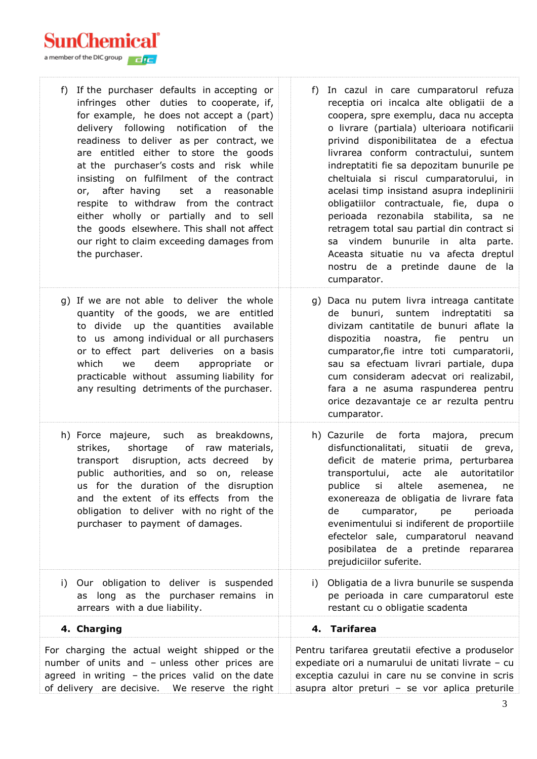| | |
|---|---|
| f) If the purchaser defaults in accepting or infringes other duties to cooperate, if, for example, he does not accept a (part) delivery following notification of the readiness to deliver as per contract, we are entitled either to store the goods at the purchaser's costs and risk while insisting on fulfilment of the contract or, after having set a reasonable respite to withdraw from the contract either wholly or partially and to sell the goods elsewhere. This shall not affect our right to claim exceeding damages from the purchaser. | f) In cazul in care cumparatorul refuza receptia ori incalca alte obligatii de a coopera, spre exemplu, daca nu accepta o livrare (partiala) ulterioara notificarii privind disponibilitatea de a efectua livrarea conform contractului, suntem indreptatiti fie sa depozitam bunurile pe cheltuiala si riscul cumparatorului, in acelasi timp insistand asupra indeplinirii obligatiilor contractuale, fie, dupa o perioada rezonabila stabilita, sa ne retragem total sau partial din contract si sa vindem bunurile in alta parte. Aceasta situatie nu va afecta dreptul nostru de a pretinde daune de la cumparator. |
| g) If we are not able to deliver the whole quantity of the goods, we are entitled to divide up the quantities available to us among individual or all purchasers or to effect part deliveries on a basis which we deem appropriate or practicable without assuming liability for any resulting detriments of the purchaser. | g) Daca nu putem livra intreaga cantitate de bunuri, suntem indreptatiti sa divizam cantitatile de bunuri aflate la dispozitia noastra, fie pentru un cumparator,fie intre toti cumparatorii, sau sa efectuam livrari partiale, dupa cum consideram adecvat ori realizabil, fara a ne asuma raspunderea pentru orice dezavantaje ce ar rezulta pentru cumparator. |
| h) Force majeure, such as breakdowns, strikes, shortage of raw materials, transport disruption, acts decreed by public authorities, and so on, release us for the duration of the disruption and the extent of its effects from the obligation to deliver with no right of the purchaser to payment of damages. | h) Cazurile de forta majora, precum disfunctionalitati, situatii de greva, deficit de materie prima, perturbarea transportului, acte ale autoritatilor publice si altele asemenea, ne exonereaza de obligatia de livrare fata de cumparator, pe perioada evenimentului si indiferent de proportiile efectelor sale, cumparatorul neavand posibilitatea de a pretinde repararea prejudiciilor suferite. |
| i) Our obligation to deliver is suspended as long as the purchaser remains in arrears with a due liability. | i) Obligatia de a livra bunurile se suspenda pe perioada in care cumparatorul este restant cu o obligatie scadenta |
| **4. Charging** | **4. Tarifarea** |
| For charging the actual weight shipped or the number of units and – unless other prices are agreed in writing – the prices valid on the date of delivery are decisive. We reserve the right | Pentru tarifarea greutatii efective a produselor expediate ori a numarului de unitati livrate – cu exceptia cazului in care nu se convine in scris asupra altor preturi – se vor aplica preturile |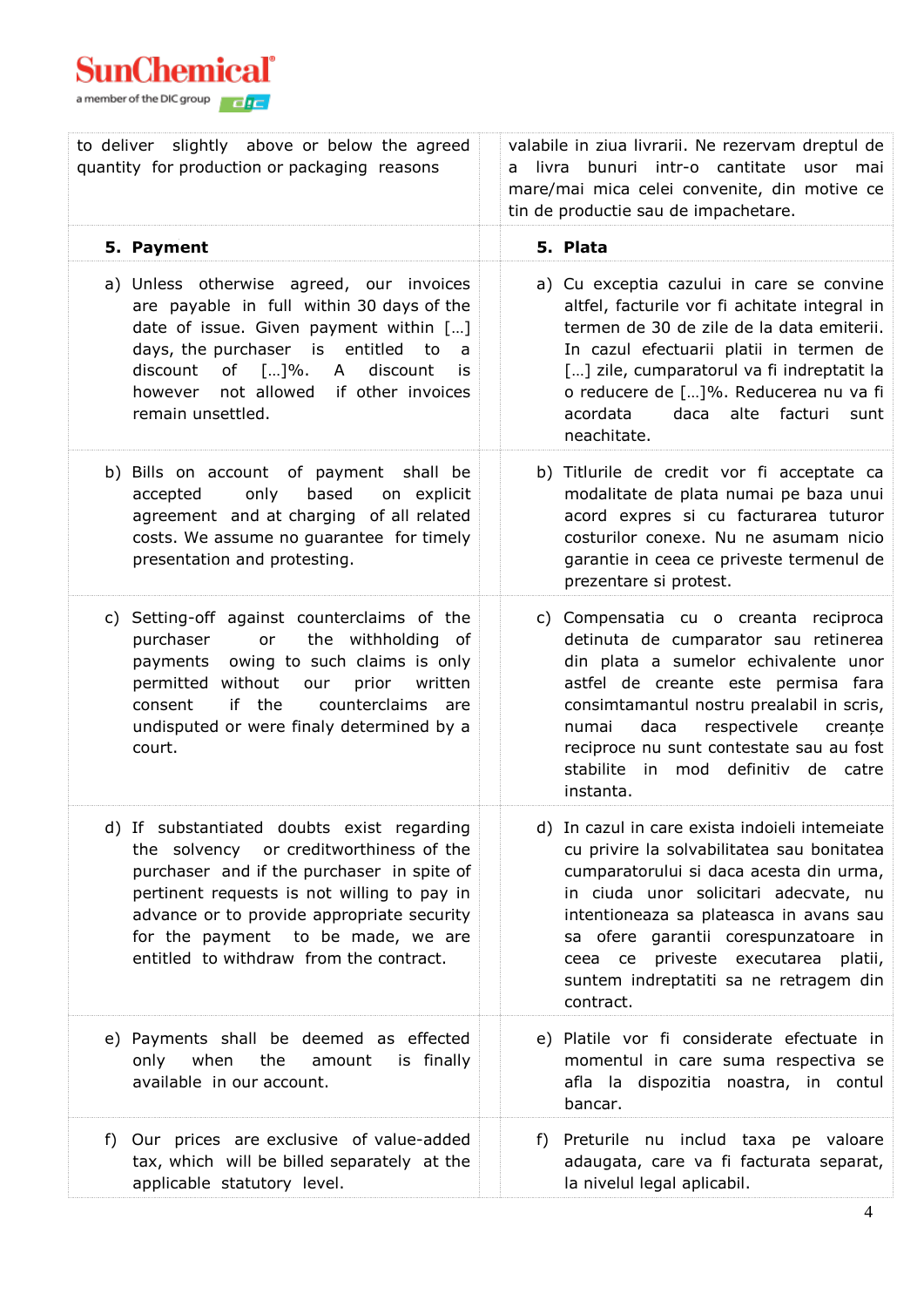| to deliver slightly above or below the agreed quantity for production or packaging reasons | valabile in ziua livrarii. Ne rezervam dreptul de a livra bunuri intr-o cantitate usor mai mare/mai mica celei convenite, din motive ce tin de productie sau de impachetare. |
|---|---|
| **5. Payment** | **5. Plata** |
| a) Unless otherwise agreed, our invoices are payable in full within 30 days of the date of issue. Given payment within […] days, the purchaser is entitled to a discount of […]%. A discount is however not allowed if other invoices remain unsettled. | a) Cu exceptia cazului in care se convine altfel, facturile vor fi achitate integral in termen de 30 de zile de la data emiterii. In cazul efectuarii platii in termen de […] zile, cumparatorul va fi indreptatit la o reducere de […]%. Reducerea nu va fi acordata daca alte facturi sunt neachitate. |
| b) Bills on account of payment shall be accepted only based on explicit agreement and at charging of all related costs. We assume no guarantee for timely presentation and protesting. | b) Titlurile de credit vor fi acceptate ca modalitate de plata numai pe baza unui acord expres si cu facturarea tuturor costurilor conexe. Nu ne asumam nicio garantie in ceea ce priveste termenul de prezentare si protest. |
| c) Setting-off against counterclaims of the purchaser or the withholding of payments owing to such claims is only permitted without our prior written consent if the counterclaims are undisputed or were finaly determined by a court. | c) Compensatia cu o creanta reciproca detinuta de cumparator sau retinerea din plata a sumelor echivalente unor astfel de creante este permisa fara consimtamantul nostru prealabil in scris, numai daca respectivele creanțe reciproce nu sunt contestate sau au fost stabilite in mod definitiv de catre instanta. |
| d) If substantiated doubts exist regarding the solvency or creditworthiness of the purchaser and if the purchaser in spite of pertinent requests is not willing to pay in advance or to provide appropriate security for the payment to be made, we are entitled to withdraw from the contract. | d) In cazul in care exista indoieli intemeiate cu privire la solvabilitatea sau bonitatea cumparatorului si daca acesta din urma, in ciuda unor solicitari adecvate, nu intentioneaza sa plateasca in avans sau sa ofere garantii corespunzatoare in ceea ce priveste executarea platii, suntem indreptatiti sa ne retragem din contract. |
| e) Payments shall be deemed as effected only when the amount is finally available in our account. | e) Platile vor fi considerate efectuate in momentul in care suma respectiva se afla la dispozitia noastra, in contul bancar. |
| f) Our prices are exclusive of value-added tax, which will be billed separately at the applicable statutory level. | f) Preturile nu includ taxa pe valoare adaugata, care va fi facturata separat, la nivelul legal aplicabil. |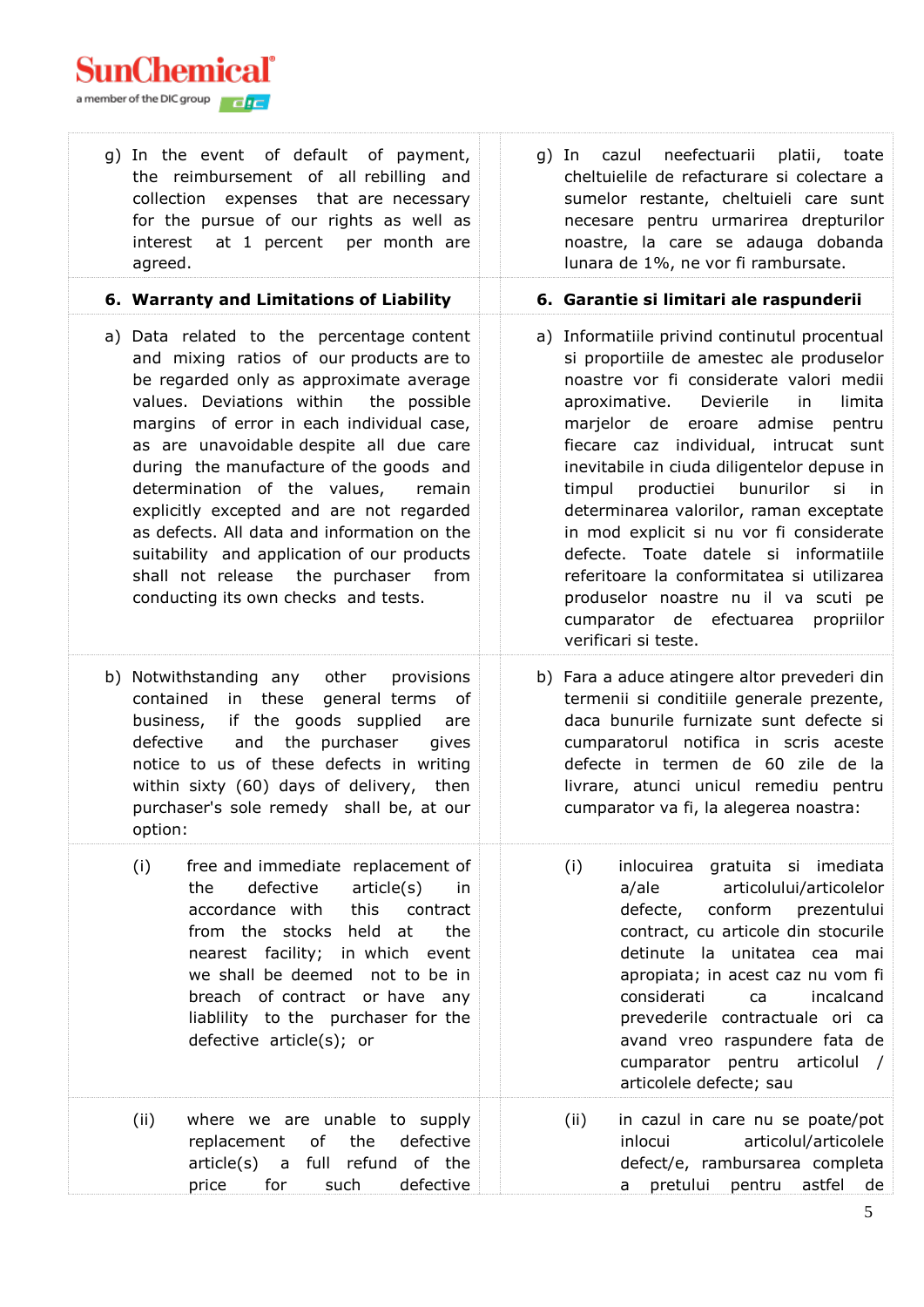| | |
|---|---|
| g) In the event of default of payment, the reimbursement of all rebilling and collection expenses that are necessary for the pursue of our rights as well as interest at 1 percent per month are agreed. | g) In cazul neefectuarii platii, toate cheltuielile de refacturare si colectare a sumelor restante, cheltuieli care sunt necesare pentru urmarirea drepturilor noastre, la care se adauga dobanda lunara de 1%, ne vor fi rambursate. |
| **6. Warranty and Limitations of Liability** | **6. Garantie si limitari ale raspunderii** |
| a) Data related to the percentage content and mixing ratios of our products are to be regarded only as approximate average values. Deviations within the possible margins of error in each individual case, as are unavoidable despite all due care during the manufacture of the goods and determination of the values, remain explicitly excepted and are not regarded as defects. All data and information on the suitability and application of our products shall not release the purchaser from conducting its own checks and tests. | a) Informatiile privind continutul procentual si proportiile de amestec ale produselor noastre vor fi considerate valori medii aproximative. Devierile in limita marjelor de eroare admise pentru fiecare caz individual, intrucat sunt inevitabile in ciuda diligentelor depuse in timpul productiei bunurilor si in determinarea valorilor, raman exceptate in mod explicit si nu vor fi considerate defecte. Toate datele si informatiile referitoare la conformitatea si utilizarea produselor noastre nu il va scuti pe cumparator de efectuarea propriilor verificari si teste. |
| b) Notwithstanding any other provisions contained in these general terms of business, if the goods supplied are defective and the purchaser gives notice to us of these defects in writing within sixty (60) days of delivery, then purchaser's sole remedy shall be, at our option: | b) Fara a aduce atingere altor prevederi din termenii si conditiile generale prezente, daca bunurile furnizate sunt defecte si cumparatorul notifica in scris aceste defecte in termen de 60 zile de la livrare, atunci unicul remediu pentru cumparator va fi, la alegerea noastra: |
| (i) free and immediate replacement of the defective article(s) in accordance with this contract from the stocks held at the nearest facility; in which event we shall be deemed not to be in breach of contract or have any liablility to the purchaser for the defective article(s); or | (i) inlocuirea gratuita si imediata a/ale articolului/articolelor defecte, conform prezentului contract, cu articole din stocurile detinute la unitatea cea mai apropiata; in acest caz nu vom fi considerati ca incalcand prevederile contractuale ori ca avand vreo raspundere fata de cumparator pentru articolul / articolele defecte; sau |
| (ii) where we are unable to supply replacement of the defective article(s) a full refund of the price for such defective | (ii) in cazul in care nu se poate/pot inlocui articolul/articolele defect/e, rambursarea completa a pretului pentru astfel de |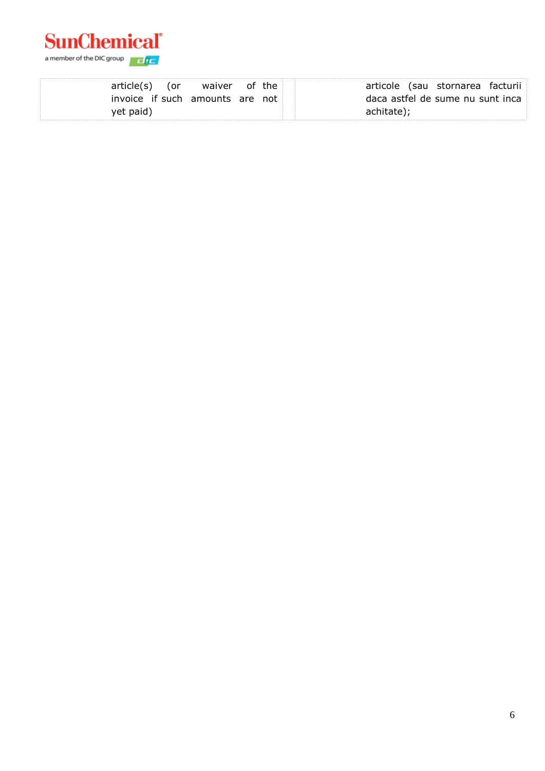| article(s) (or waiver of the invoice if such amounts are not yet paid) | | articole (sau stornarea facturii daca astfel de sume nu sunt inca achitate); |
|---|---|---|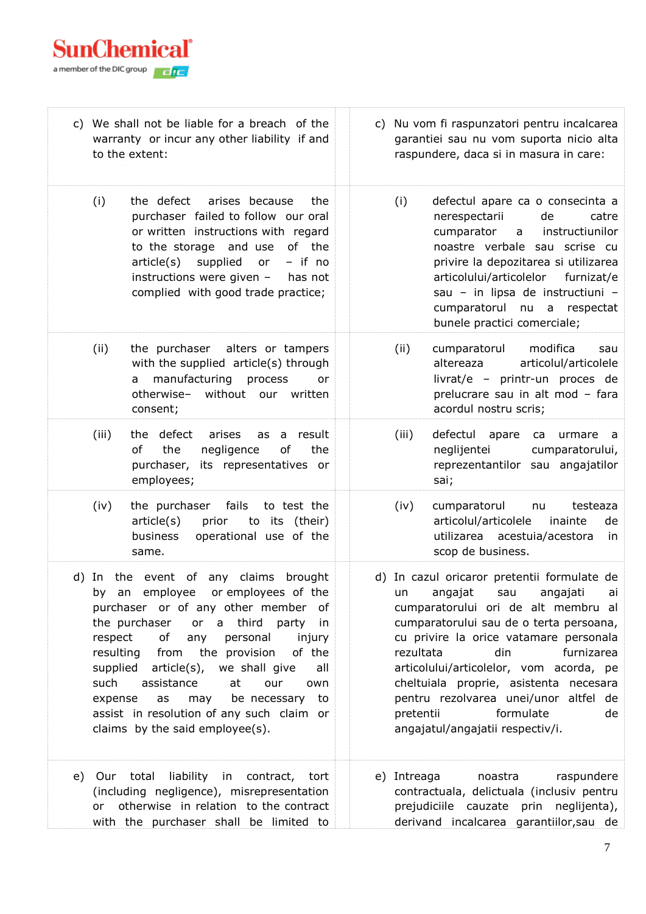| | |
|---|---|
| c) We shall not be liable for a breach of the warranty or incur any other liability if and to the extent: | c) Nu vom fi raspunzatori pentru incalcarea garantiei sau nu vom suporta nicio alta raspundere, daca si in masura in care: |
| (i) the defect arises because the purchaser failed to follow our oral or written instructions with regard to the storage and use of the article(s) supplied or – if no instructions were given – has not complied with good trade practice; | (i) defectul apare ca o consecinta a nerespectarii de catre cumparator a instructiunilor noastre verbale sau scrise cu privire la depozitarea si utilizarea articolului/articolelor furnizat/e sau – in lipsa de instructiuni – cumparatorul nu a respectat bunele practici comerciale; |
| (ii) the purchaser alters or tampers with the supplied article(s) through a manufacturing process or otherwise– without our written consent; | (ii) cumparatorul modifica sau altereaza articolul/articolele livrat/e – printr-un proces de prelucrare sau in alt mod – fara acordul nostru scris; |
| (iii) the defect arises as a result of the negligence of the purchaser, its representatives or employees; | (iii) defectul apare ca urmare a neglijentei cumparatorului, reprezentantilor sau angajatilor sai; |
| (iv) the purchaser fails to test the article(s) prior to its (their) business operational use of the same. | (iv) cumparatorul nu testeaza articolul/articolele inainte de utilizarea acestuia/acestora in scop de business. |
| d) In the event of any claims brought by an employee or employees of the purchaser or of any other member of the purchaser or a third party in respect of any personal injury resulting from the provision of the supplied article(s), we shall give all such assistance at our own expense as may be necessary to assist in resolution of any such claim or claims by the said employee(s). | d) In cazul oricaror pretentii formulate de un angajat sau angajati ai cumparatorului ori de alt membru al cumparatorului sau de o terta persoana, cu privire la orice vatamare personala rezultata din furnizarea articolului/articolelor, vom acorda, pe cheltuiala proprie, asistenta necesara pentru rezolvarea unei/unor altfel de pretentii formulate de angajatul/angajatii respectiv/i. |
| e) Our total liability in contract, tort (including negligence), misrepresentation or otherwise in relation to the contract with the purchaser shall be limited to | e) Intreaga noastra raspundere contractuala, delictuala (inclusiv pentru prejudiciile cauzate prin neglijenta), derivand incalcarea garantiilor,sau de |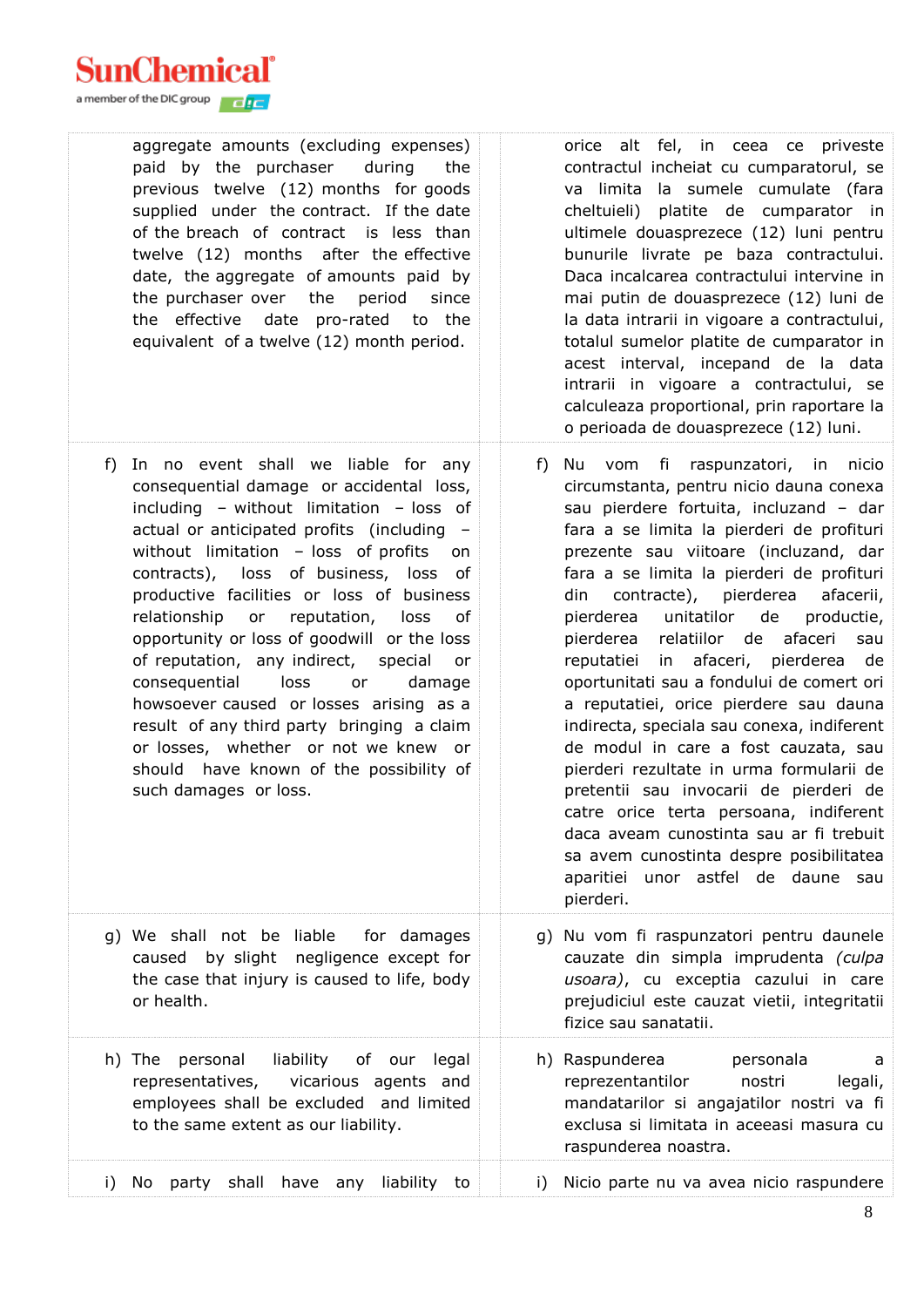| | |
|---|---|
| aggregate amounts (excluding expenses) paid by the purchaser during the previous twelve (12) months for goods supplied under the contract. If the date of the breach of contract is less than twelve (12) months after the effective date, the aggregate of amounts paid by the purchaser over the period since the effective date pro-rated to the equivalent of a twelve (12) month period. | orice alt fel, in ceea ce priveste contractul incheiat cu cumparatorul, se va limita la sumele cumulate (fara cheltuieli) platite de cumparator in ultimele douasprezece (12) luni pentru bunurile livrate pe baza contractului. Daca incalcarea contractului intervine in mai putin de douasprezece (12) luni de la data intrarii in vigoare a contractului, totalul sumelor platite de cumparator in acest interval, incepand de la data intrarii in vigoare a contractului, se calculeaza proportional, prin raportare la o perioada de douasprezece (12) luni. |
| f) In no event shall we liable for any consequential damage or accidental loss, including – without limitation – loss of actual or anticipated profits (including – without limitation – loss of profits on contracts), loss of business, loss of productive facilities or loss of business relationship or reputation, loss of opportunity or loss of goodwill or the loss of reputation, any indirect, special or consequential loss or damage howsoever caused or losses arising as a result of any third party bringing a claim or losses, whether or not we knew or should have known of the possibility of such damages or loss. | f) Nu vom fi raspunzatori, in nicio circumstanta, pentru nicio dauna conexa sau pierdere fortuita, incluzand – dar fara a se limita la pierderi de profituri prezente sau viitoare (incluzand, dar fara a se limita la pierderi de profituri din contracte), pierderea afacerii, pierderea unitatilor de productie, pierderea relatiilor de afaceri sau reputatiei in afaceri, pierderea de oportunitati sau a fondului de comert ori a reputatiei, orice pierdere sau dauna indirecta, speciala sau conexa, indiferent de modul in care a fost cauzata, sau pierderi rezultate in urma formularii de pretentii sau invocarii de pierderi de catre orice terta persoana, indiferent daca aveam cunostinta sau ar fi trebuit sa avem cunostinta despre posibilitatea aparitiei unor astfel de daune sau pierderi. |
| g) We shall not be liable for damages caused by slight negligence except for the case that injury is caused to life, body or health. | g) Nu vom fi raspunzatori pentru daunele cauzate din simpla imprudenta *(culpa usoara)*, cu exceptia cazului in care prejudiciul este cauzat vietii, integritatii fizice sau sanatatii. |
| h) The personal liability of our legal representatives, vicarious agents and employees shall be excluded and limited to the same extent as our liability. | h) Raspunderea personala a reprezentantilor nostri legali, mandatarilor si angajatilor nostri va fi exclusa si limitata in aceeasi masura cu raspunderea noastra. |
| i) No party shall have any liability to | i) Nicio parte nu va avea nicio raspundere |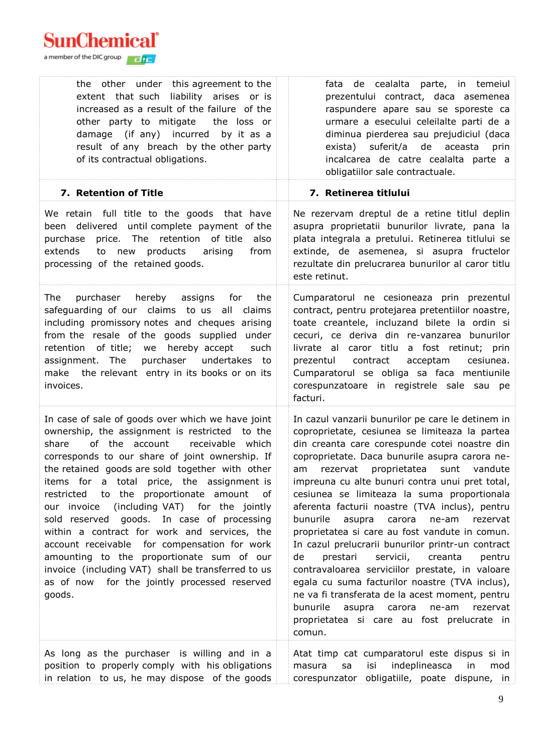| | |
|---|---|
| the other under this agreement to the extent that such liability arises or is increased as a result of the failure of the other party to mitigate the loss or damage (if any) incurred by it as a result of any breach by the other party of its contractual obligations. | fata de cealalta parte, in temeiul prezentului contract, daca asemenea raspundere apare sau se sporeste ca urmare a esecului celeilalte parti de a diminua pierderea sau prejudiciul (daca exista) suferit/a de aceasta prin incalcarea de catre cealalta parte a obligatiilor sale contractuale. |
| **7. Retention of Title** | **7. Retinerea titlului** |
| We retain full title to the goods that have been delivered until complete payment of the purchase price. The retention of title also extends to new products arising from processing of the retained goods. | Ne rezervam dreptul de a retine titlul deplin asupra proprietatii bunurilor livrate, pana la plata integrala a pretului. Retinerea titlului se extinde, de asemenea, si asupra fructelor rezultate din prelucrarea bunurilor al caror titlu este retinut. |
| The purchaser hereby assigns for the safeguarding of our claims to us all claims including promissory notes and cheques arising from the resale of the goods supplied under retention of title; we hereby accept such assignment. The purchaser undertakes to make the relevant entry in its books or on its invoices. | Cumparatorul ne cesioneaza prin prezentul contract, pentru protejarea pretentiilor noastre, toate creantele, incluzand bilete la ordin si cecuri, ce deriva din re-vanzarea bunurilor livrate al caror titlu a fost retinut; prin prezentul contract acceptam cesiunea. Cumparatorul se obliga sa faca mentiunile corespunzatoare in registrele sale sau pe facturi. |
| In case of sale of goods over which we have joint ownership, the assignment is restricted to the share of the account receivable which corresponds to our share of joint ownership. If the retained goods are sold together with other items for a total price, the assignment is restricted to the proportionate amount of our invoice (including VAT) for the jointly sold reserved goods. In case of processing within a contract for work and services, the account receivable for compensation for work amounting to the proportionate sum of our invoice (including VAT) shall be transferred to us as of now for the jointly processed reserved goods. | In cazul vanzarii bunurilor pe care le detinem in coproprietate, cesiunea se limiteaza la partea din creanta care corespunde cotei noastre din coproprietate. Daca bunurile asupra carora ne-am rezervat proprietatea sunt vandute impreuna cu alte bunuri contra unui pret total, cesiunea se limiteaza la suma proportionala aferenta facturii noastre (TVA inclus), pentru bunurile asupra carora ne-am rezervat proprietatea si care au fost vandute in comun. In cazul prelucrarii bunurilor printr-un contract de prestari servicii, creanta pentru contravaloarea serviciilor prestate, in valoare egala cu suma facturilor noastre (TVA inclus), ne va fi transferata de la acest moment, pentru bunurile asupra carora ne-am rezervat proprietatea si care au fost prelucrate in comun. |
| As long as the purchaser is willing and in a position to properly comply with his obligations in relation to us, he may dispose of the goods | Atat timp cat cumparatorul este dispus si in masura sa isi indeplineasca in mod corespunzator obligatiile, poate dispune, in |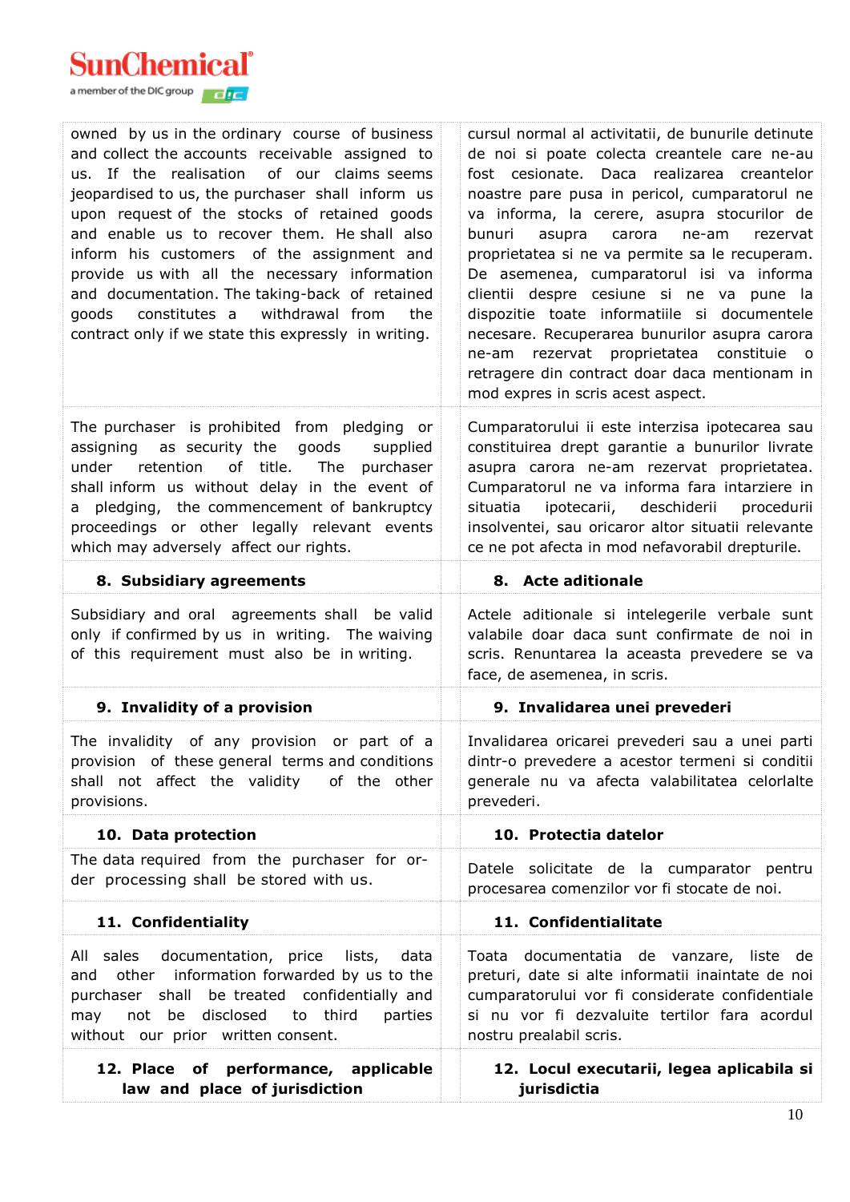| | |
|---|---|
| owned by us in the ordinary course of business and collect the accounts receivable assigned to us. If the realisation of our claims seems jeopardised to us, the purchaser shall inform us upon request of the stocks of retained goods and enable us to recover them. He shall also inform his customers of the assignment and provide us with all the necessary information and documentation. The taking-back of retained goods constitutes a withdrawal from the contract only if we state this expressly in writing. | cursul normal al activitatii, de bunurile detinute de noi si poate colecta creantele care ne-au fost cesionate. Daca realizarea creantelor noastre pare pusa in pericol, cumparatorul ne va informa, la cerere, asupra stocurilor de bunuri asupra carora ne-am rezervat proprietatea si ne va permite sa le recuperam. De asemenea, cumparatorul isi va informa clientii despre cesiune si ne va pune la dispozitie toate informatiile si documentele necesare. Recuperarea bunurilor asupra carora ne-am rezervat proprietatea constituie o retragere din contract doar daca mentionam in mod expres in scris acest aspect. |
| The purchaser is prohibited from pledging or assigning as security the goods supplied under retention of title. The purchaser shall inform us without delay in the event of a pledging, the commencement of bankruptcy proceedings or other legally relevant events which may adversely affect our rights. | Cumparatorului ii este interzisa ipotecarea sau constituirea drept garantie a bunurilor livrate asupra carora ne-am rezervat proprietatea. Cumparatorul ne va informa fara intarziere in situatia ipotecarii, deschiderii procedurii insolventei, sau oricaror altor situatii relevante ce ne pot afecta in mod nefavorabil drepturile. |
| **8. Subsidiary agreements** | **8. Acte aditionale** |
| Subsidiary and oral agreements shall be valid only if confirmed by us in writing. The waiving of this requirement must also be in writing. | Actele aditionale si intelegerile verbale sunt valabile doar daca sunt confirmate de noi in scris. Renuntarea la aceasta prevedere se va face, de asemenea, in scris. |
| **9. Invalidity of a provision** | **9. Invalidarea unei prevederi** |
| The invalidity of any provision or part of a provision of these general terms and conditions shall not affect the validity of the other provisions. | Invalidarea oricarei prevederi sau a unei parti dintr-o prevedere a acestor termeni si conditii generale nu va afecta valabilitatea celorlalte prevederi. |
| **10. Data protection** | **10. Protectia datelor** |
| The data required from the purchaser for order processing shall be stored with us. | Datele solicitate de la cumparator pentru procesarea comenzilor vor fi stocate de noi. |
| **11. Confidentiality** | **11. Confidentialitate** |
| All sales documentation, price lists, data and other information forwarded by us to the purchaser shall be treated confidentially and may not be disclosed to third parties without our prior written consent. | Toata documentatia de vanzare, liste de preturi, date si alte informatii inaintate de noi cumparatorului vor fi considerate confidentiale si nu vor fi dezvaluite tertilor fara acordul nostru prealabil scris. |
| **12. Place of performance, applicable law and place of jurisdiction** | **12. Locul executarii, legea aplicabila si jurisdictia** |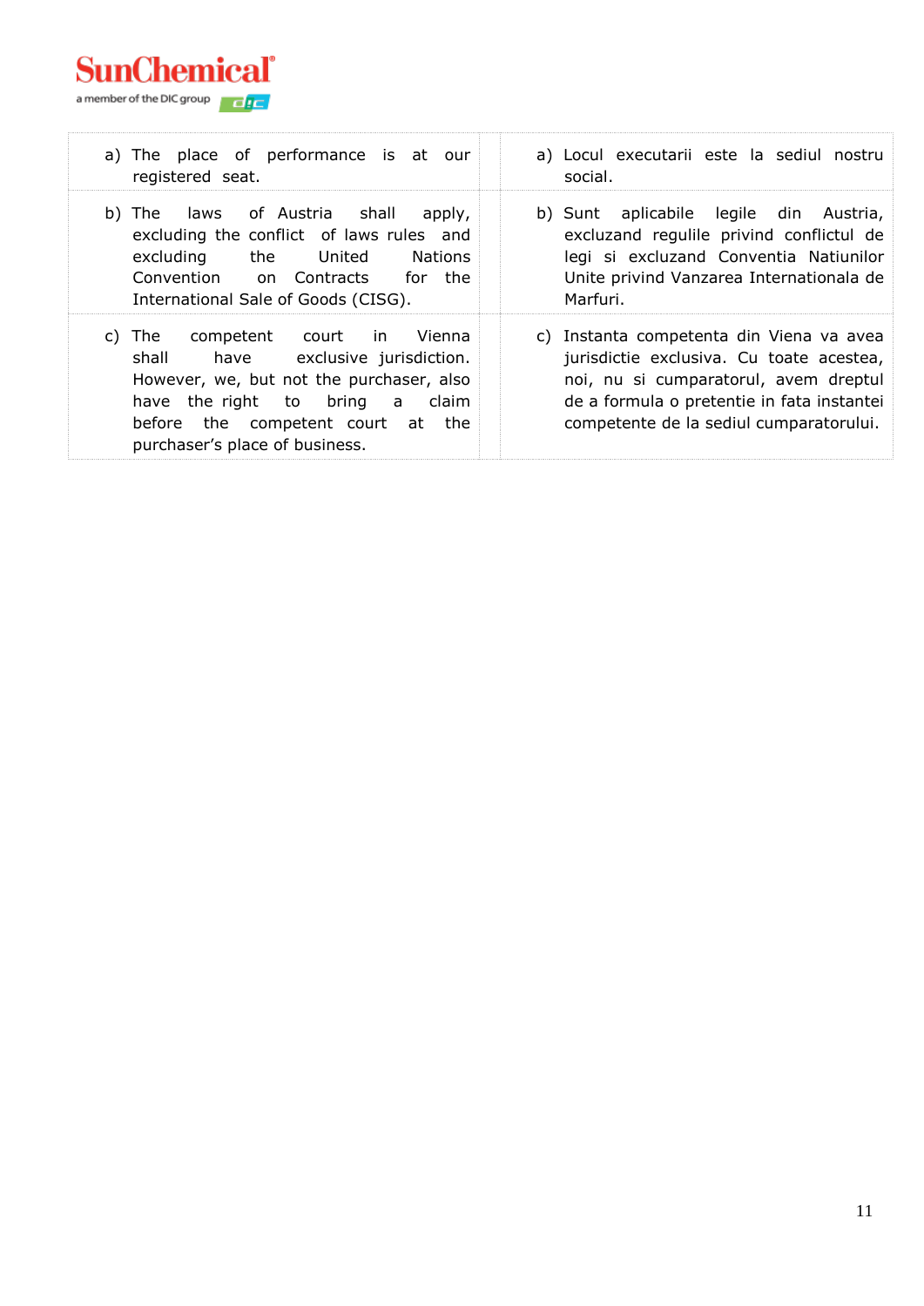| | |
|---|---|
| a) The place of performance is at our registered seat. | a) Locul executarii este la sediul nostru social. |
| b) The laws of Austria shall apply, excluding the conflict of laws rules and excluding the United Nations Convention on Contracts for the International Sale of Goods (CISG). | b) Sunt aplicabile legile din Austria, excluzand regulile privind conflictul de legi si excluzand Conventia Natiunilor Unite privind Vanzarea Internationala de Marfuri. |
| c) The competent court in Vienna shall have exclusive jurisdiction. However, we, but not the purchaser, also have the right to bring a claim before the competent court at the purchaser's place of business. | c) Instanta competenta din Viena va avea jurisdictie exclusiva. Cu toate acestea, noi, nu si cumparatorul, avem dreptul de a formula o pretentie in fata instantei competente de la sediul cumparatorului. |